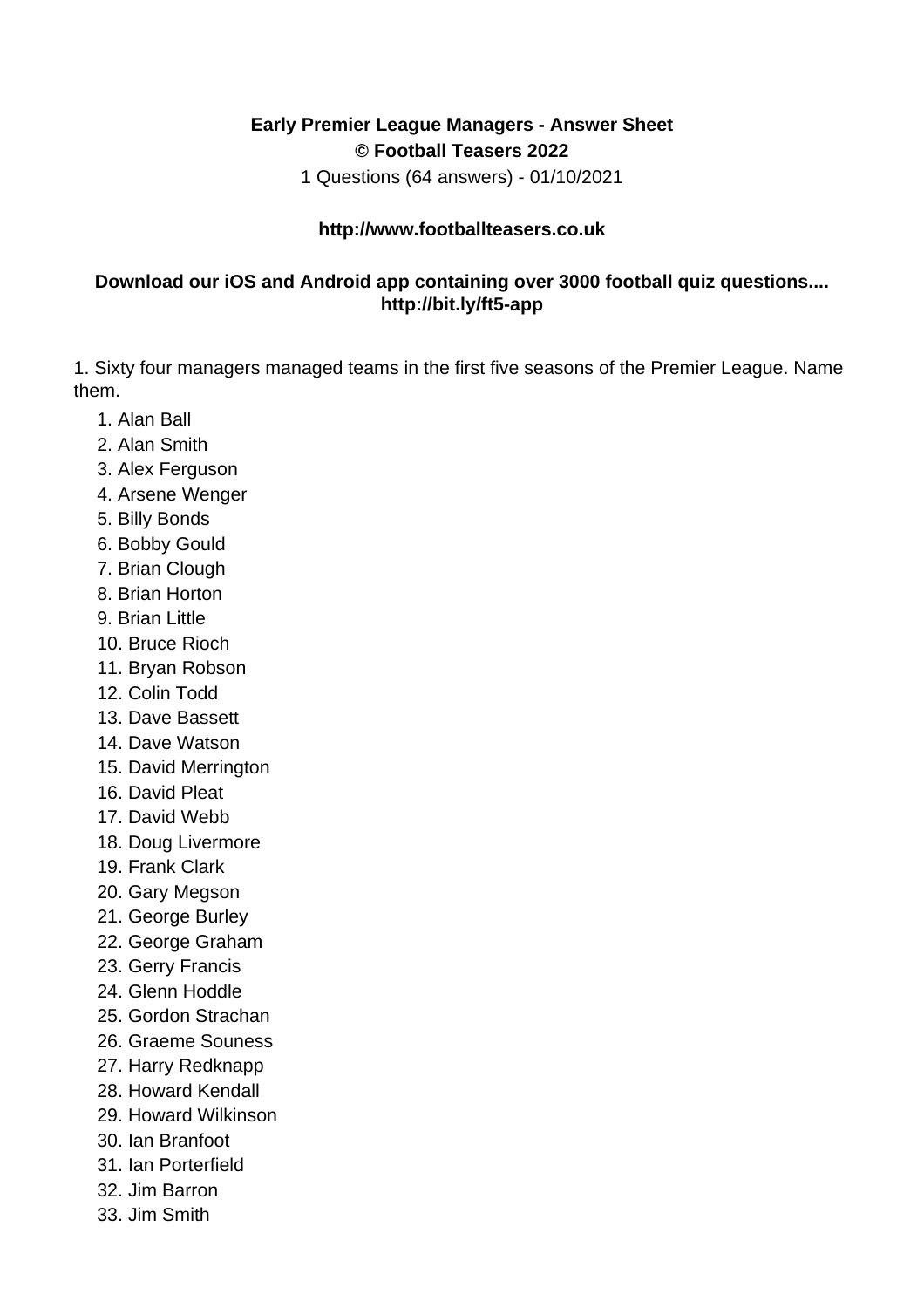**Early Premier League Managers - Answer Sheet**
**© Football Teasers 2022**
1 Questions (64 answers) - 01/10/2021

**http://www.footballteasers.co.uk**

**Download our iOS and Android app containing over 3000 football quiz questions.... http://bit.ly/ft5-app**

1. Sixty four managers managed teams in the first five seasons of the Premier League. Name them.

    1. Alan Ball
    2. Alan Smith
    3. Alex Ferguson
    4. Arsene Wenger
    5. Billy Bonds
    6. Bobby Gould
    7. Brian Clough
    8. Brian Horton
    9. Brian Little
    10. Bruce Rioch
    11. Bryan Robson
    12. Colin Todd
    13. Dave Bassett
    14. Dave Watson
    15. David Merrington
    16. David Pleat
    17. David Webb
    18. Doug Livermore
    19. Frank Clark
    20. Gary Megson
    21. George Burley
    22. George Graham
    23. Gerry Francis
    24. Glenn Hoddle
    25. Gordon Strachan
    26. Graeme Souness
    27. Harry Redknapp
    28. Howard Kendall
    29. Howard Wilkinson
    30. Ian Branfoot
    31. Ian Porterfield
    32. Jim Barron
    33. Jim Smith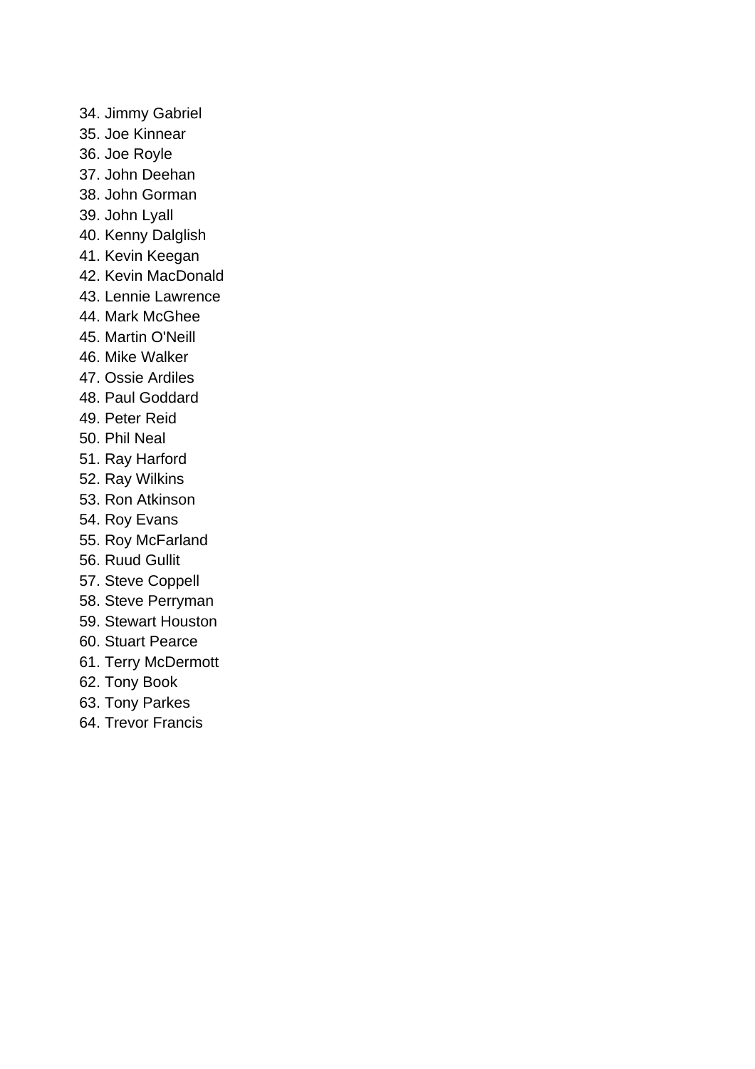34. Jimmy Gabriel
35. Joe Kinnear
36. Joe Royle
37. John Deehan
38. John Gorman
39. John Lyall
40. Kenny Dalglish
41. Kevin Keegan
42. Kevin MacDonald
43. Lennie Lawrence
44. Mark McGhee
45. Martin O'Neill
46. Mike Walker
47. Ossie Ardiles
48. Paul Goddard
49. Peter Reid
50. Phil Neal
51. Ray Harford
52. Ray Wilkins
53. Ron Atkinson
54. Roy Evans
55. Roy McFarland
56. Ruud Gullit
57. Steve Coppell
58. Steve Perryman
59. Stewart Houston
60. Stuart Pearce
61. Terry McDermott
62. Tony Book
63. Tony Parkes
64. Trevor Francis